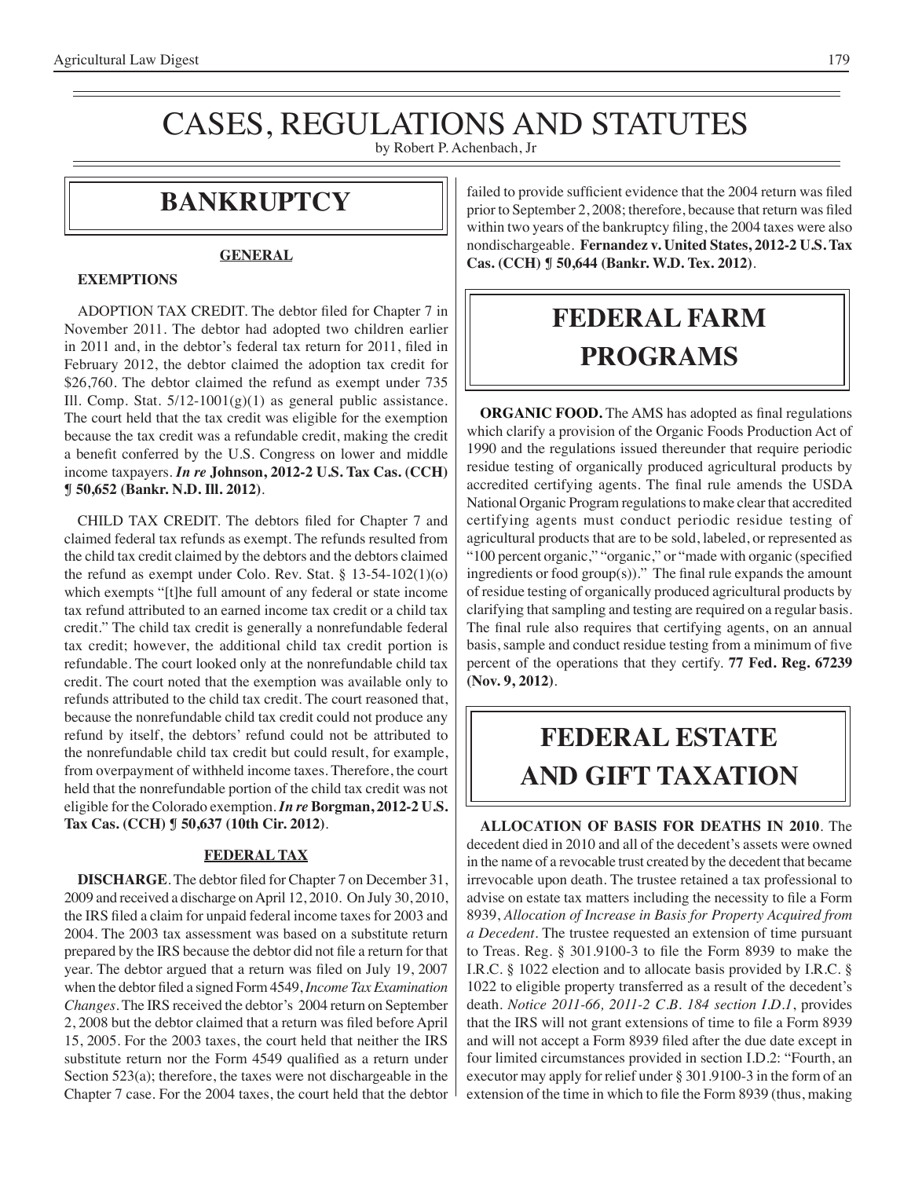# CASES, REGULATIONS AND STATUTES

by Robert P. Achenbach, Jr

## BANKRUPTCY

### GENERAL

#### EXEMPTIONS

ADOPTION TAX CREDIT. The debtor filed for Chapter 7 in November 2011. The debtor had adopted two children earlier in 2011 and, in the debtor's federal tax return for 2011, filed in February 2012, the debtor claimed the adoption tax credit for $26,760. The debtor claimed the refund as exempt under 735 Ill. Comp. Stat. 5/12-1001(g)(1) as general public assistance. The court held that the tax credit was eligible for the exemption because the tax credit was a refundable credit, making the credit a benefit conferred by the U.S. Congress on lower and middle income taxpayers. ***In re* Johnson, 2012-2 U.S. Tax Cas. (CCH) ¶ 50,652 (Bankr. N.D. Ill. 2012)**.

CHILD TAX CREDIT. The debtors filed for Chapter 7 and claimed federal tax refunds as exempt. The refunds resulted from the child tax credit claimed by the debtors and the debtors claimed the refund as exempt under Colo. Rev. Stat. § 13-54-102(1)(o) which exempts "[t]he full amount of any federal or state income tax refund attributed to an earned income tax credit or a child tax credit." The child tax credit is generally a nonrefundable federal tax credit; however, the additional child tax credit portion is refundable. The court looked only at the nonrefundable child tax credit. The court noted that the exemption was available only to refunds attributed to the child tax credit. The court reasoned that, because the nonrefundable child tax credit could not produce any refund by itself, the debtors' refund could not be attributed to the nonrefundable child tax credit but could result, for example, from overpayment of withheld income taxes. Therefore, the court held that the nonrefundable portion of the child tax credit was not eligible for the Colorado exemption. ***In re* Borgman, 2012-2 U.S. Tax Cas. (CCH) ¶ 50,637 (10th Cir. 2012)**.

### FEDERAL TAX

**DISCHARGE**. The debtor filed for Chapter 7 on December 31, 2009 and received a discharge on April 12, 2010. On July 30, 2010, the IRS filed a claim for unpaid federal income taxes for 2003 and 2004. The 2003 tax assessment was based on a substitute return prepared by the IRS because the debtor did not file a return for that year. The debtor argued that a return was filed on July 19, 2007 when the debtor filed a signed Form 4549, *Income Tax Examination Changes*. The IRS received the debtor's 2004 return on September 2, 2008 but the debtor claimed that a return was filed before April 15, 2005. For the 2003 taxes, the court held that neither the IRS substitute return nor the Form 4549 qualified as a return under Section 523(a); therefore, the taxes were not dischargeable in the Chapter 7 case. For the 2004 taxes, the court held that the debtor failed to provide sufficient evidence that the 2004 return was filed prior to September 2, 2008; therefore, because that return was filed within two years of the bankruptcy filing, the 2004 taxes were also nondischargeable. **Fernandez v. United States, 2012-2 U.S. Tax Cas. (CCH) ¶ 50,644 (Bankr. W.D. Tex. 2012)**.

## FEDERAL FARM PROGRAMS

**ORGANIC FOOD.** The AMS has adopted as final regulations which clarify a provision of the Organic Foods Production Act of 1990 and the regulations issued thereunder that require periodic residue testing of organically produced agricultural products by accredited certifying agents. The final rule amends the USDA National Organic Program regulations to make clear that accredited certifying agents must conduct periodic residue testing of agricultural products that are to be sold, labeled, or represented as "100 percent organic," "organic," or "made with organic (specified ingredients or food group(s))." The final rule expands the amount of residue testing of organically produced agricultural products by clarifying that sampling and testing are required on a regular basis. The final rule also requires that certifying agents, on an annual basis, sample and conduct residue testing from a minimum of five percent of the operations that they certify. **77 Fed. Reg. 67239 (Nov. 9, 2012)**.

## FEDERAL ESTATE AND GIFT TAXATION

**ALLOCATION OF BASIS FOR DEATHS IN 2010**. The decedent died in 2010 and all of the decedent's assets were owned in the name of a revocable trust created by the decedent that became irrevocable upon death. The trustee retained a tax professional to advise on estate tax matters including the necessity to file a Form 8939, *Allocation of Increase in Basis for Property Acquired from a Decedent*. The trustee requested an extension of time pursuant to Treas. Reg. § 301.9100-3 to file the Form 8939 to make the I.R.C. § 1022 election and to allocate basis provided by I.R.C. § 1022 to eligible property transferred as a result of the decedent's death. *Notice 2011-66, 2011-2 C.B. 184 section I.D.1*, provides that the IRS will not grant extensions of time to file a Form 8939 and will not accept a Form 8939 filed after the due date except in four limited circumstances provided in section I.D.2: "Fourth, an executor may apply for relief under § 301.9100-3 in the form of an extension of the time in which to file the Form 8939 (thus, making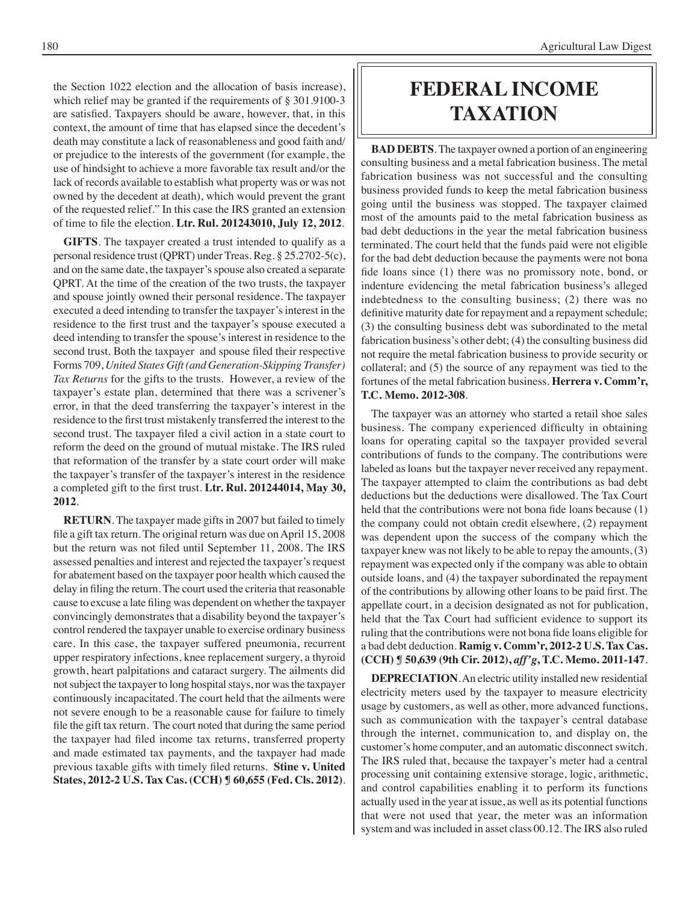the Section 1022 election and the allocation of basis increase), which relief may be granted if the requirements of § 301.9100-3 are satisfied. Taxpayers should be aware, however, that, in this context, the amount of time that has elapsed since the decedent's death may constitute a lack of reasonableness and good faith and/or prejudice to the interests of the government (for example, the use of hindsight to achieve a more favorable tax result and/or the lack of records available to establish what property was or was not owned by the decedent at death), which would prevent the grant of the requested relief." In this case the IRS granted an extension of time to file the election. **Ltr. Rul. 201243010, July 12, 2012**.

**GIFTS**. The taxpayer created a trust intended to qualify as a personal residence trust (QPRT) under Treas. Reg. § 25.2702-5(c), and on the same date, the taxpayer's spouse also created a separate QPRT. At the time of the creation of the two trusts, the taxpayer and spouse jointly owned their personal residence. The taxpayer executed a deed intending to transfer the taxpayer's interest in the residence to the first trust and the taxpayer's spouse executed a deed intending to transfer the spouse's interest in residence to the second trust. Both the taxpayer and spouse filed their respective Forms 709, *United States Gift (and Generation-Skipping Transfer) Tax Returns* for the gifts to the trusts. However, a review of the taxpayer's estate plan, determined that there was a scrivener's error, in that the deed transferring the taxpayer's interest in the residence to the first trust mistakenly transferred the interest to the second trust. The taxpayer filed a civil action in a state court to reform the deed on the ground of mutual mistake. The IRS ruled that reformation of the transfer by a state court order will make the taxpayer's transfer of the taxpayer's interest in the residence a completed gift to the first trust. **Ltr. Rul. 201244014, May 30, 2012**.

**RETURN**. The taxpayer made gifts in 2007 but failed to timely file a gift tax return. The original return was due on April 15, 2008 but the return was not filed until September 11, 2008. The IRS assessed penalties and interest and rejected the taxpayer's request for abatement based on the taxpayer poor health which caused the delay in filing the return. The court used the criteria that reasonable cause to excuse a late filing was dependent on whether the taxpayer convincingly demonstrates that a disability beyond the taxpayer's control rendered the taxpayer unable to exercise ordinary business care. In this case, the taxpayer suffered pneumonia, recurrent upper respiratory infections, knee replacement surgery, a thyroid growth, heart palpitations and cataract surgery. The ailments did not subject the taxpayer to long hospital stays, nor was the taxpayer continuously incapacitated. The court held that the ailments were not severe enough to be a reasonable cause for failure to timely file the gift tax return. The court noted that during the same period the taxpayer had filed income tax returns, transferred property and made estimated tax payments, and the taxpayer had made previous taxable gifts with timely filed returns. **Stine v. United States, 2012-2 U.S. Tax Cas. (CCH) ¶ 60,655 (Fed. Cls. 2012)**.

# FEDERAL INCOME TAXATION

**BAD DEBTS**. The taxpayer owned a portion of an engineering consulting business and a metal fabrication business. The metal fabrication business was not successful and the consulting business provided funds to keep the metal fabrication business going until the business was stopped. The taxpayer claimed most of the amounts paid to the metal fabrication business as bad debt deductions in the year the metal fabrication business terminated. The court held that the funds paid were not eligible for the bad debt deduction because the payments were not bona fide loans since (1) there was no promissory note, bond, or indenture evidencing the metal fabrication business's alleged indebtedness to the consulting business; (2) there was no definitive maturity date for repayment and a repayment schedule; (3) the consulting business debt was subordinated to the metal fabrication business's other debt; (4) the consulting business did not require the metal fabrication business to provide security or collateral; and (5) the source of any repayment was tied to the fortunes of the metal fabrication business. **Herrera v. Comm'r, T.C. Memo. 2012-308**.

The taxpayer was an attorney who started a retail shoe sales business. The company experienced difficulty in obtaining loans for operating capital so the taxpayer provided several contributions of funds to the company. The contributions were labeled as loans but the taxpayer never received any repayment. The taxpayer attempted to claim the contributions as bad debt deductions but the deductions were disallowed. The Tax Court held that the contributions were not bona fide loans because (1) the company could not obtain credit elsewhere, (2) repayment was dependent upon the success of the company which the taxpayer knew was not likely to be able to repay the amounts, (3) repayment was expected only if the company was able to obtain outside loans, and (4) the taxpayer subordinated the repayment of the contributions by allowing other loans to be paid first. The appellate court, in a decision designated as not for publication, held that the Tax Court had sufficient evidence to support its ruling that the contributions were not bona fide loans eligible for a bad debt deduction. **Ramig v. Comm'r, 2012-2 U.S. Tax Cas. (CCH) ¶ 50,639 (9th Cir. 2012), *aff'g*, T.C. Memo. 2011-147**.

**DEPRECIATION**. An electric utility installed new residential electricity meters used by the taxpayer to measure electricity usage by customers, as well as other, more advanced functions, such as communication with the taxpayer's central database through the internet, communication to, and display on, the customer's home computer, and an automatic disconnect switch. The IRS ruled that, because the taxpayer's meter had a central processing unit containing extensive storage, logic, arithmetic, and control capabilities enabling it to perform its functions actually used in the year at issue, as well as its potential functions that were not used that year, the meter was an information system and was included in asset class 00.12. The IRS also ruled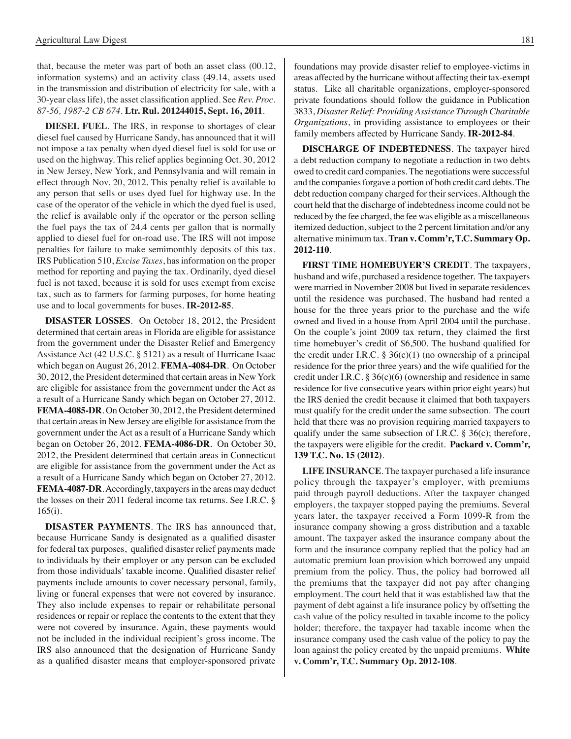that, because the meter was part of both an asset class (00.12, information systems) and an activity class (49.14, assets used in the transmission and distribution of electricity for sale, with a 30-year class life), the asset classification applied. See *Rev. Proc. 87-56, 1987-2 CB 674*. **Ltr. Rul. 201244015, Sept. 16, 2011**.

**DIESEL FUEL**. The IRS, in response to shortages of clear diesel fuel caused by Hurricane Sandy, has announced that it will not impose a tax penalty when dyed diesel fuel is sold for use or used on the highway. This relief applies beginning Oct. 30, 2012 in New Jersey, New York, and Pennsylvania and will remain in effect through Nov. 20, 2012. This penalty relief is available to any person that sells or uses dyed fuel for highway use. In the case of the operator of the vehicle in which the dyed fuel is used, the relief is available only if the operator or the person selling the fuel pays the tax of 24.4 cents per gallon that is normally applied to diesel fuel for on-road use. The IRS will not impose penalties for failure to make semimonthly deposits of this tax. IRS Publication 510, *Excise Taxes*, has information on the proper method for reporting and paying the tax. Ordinarily, dyed diesel fuel is not taxed, because it is sold for uses exempt from excise tax, such as to farmers for farming purposes, for home heating use and to local governments for buses. **IR-2012-85**.

**DISASTER LOSSES**. On October 18, 2012, the President determined that certain areas in Florida are eligible for assistance from the government under the Disaster Relief and Emergency Assistance Act (42 U.S.C. § 5121) as a result of Hurricane Isaac which began on August 26, 2012. **FEMA-4084-DR**. On October 30, 2012, the President determined that certain areas in New York are eligible for assistance from the government under the Act as a result of a Hurricane Sandy which began on October 27, 2012. **FEMA-4085-DR**. On October 30, 2012, the President determined that certain areas in New Jersey are eligible for assistance from the government under the Act as a result of a Hurricane Sandy which began on October 26, 2012. **FEMA-4086-DR**. On October 30, 2012, the President determined that certain areas in Connecticut are eligible for assistance from the government under the Act as a result of a Hurricane Sandy which began on October 27, 2012. **FEMA-4087-DR**. Accordingly, taxpayers in the areas may deduct the losses on their 2011 federal income tax returns. See I.R.C. § 165(i).

**DISASTER PAYMENTS**. The IRS has announced that, because Hurricane Sandy is designated as a qualified disaster for federal tax purposes, qualified disaster relief payments made to individuals by their employer or any person can be excluded from those individuals' taxable income. Qualified disaster relief payments include amounts to cover necessary personal, family, living or funeral expenses that were not covered by insurance. They also include expenses to repair or rehabilitate personal residences or repair or replace the contents to the extent that they were not covered by insurance. Again, these payments would not be included in the individual recipient's gross income. The IRS also announced that the designation of Hurricane Sandy as a qualified disaster means that employer-sponsored private foundations may provide disaster relief to employee-victims in areas affected by the hurricane without affecting their tax-exempt status. Like all charitable organizations, employer-sponsored private foundations should follow the guidance in Publication 3833, *Disaster Relief: Providing Assistance Through Charitable Organizations*, in providing assistance to employees or their family members affected by Hurricane Sandy. **IR-2012-84**.

**DISCHARGE OF INDEBTEDNESS**. The taxpayer hired a debt reduction company to negotiate a reduction in two debts owed to credit card companies. The negotiations were successful and the companies forgave a portion of both credit card debts. The debt reduction company charged for their services. Although the court held that the discharge of indebtedness income could not be reduced by the fee charged, the fee was eligible as a miscellaneous itemized deduction, subject to the 2 percent limitation and/or any alternative minimum tax. **Tran v. Comm'r, T.C. Summary Op. 2012-110**.

**FIRST TIME HOMEBUYER'S CREDIT**. The taxpayers, husband and wife, purchased a residence together. The taxpayers were married in November 2008 but lived in separate residences until the residence was purchased. The husband had rented a house for the three years prior to the purchase and the wife owned and lived in a house from April 2004 until the purchase. On the couple's joint 2009 tax return, they claimed the first time homebuyer's credit of $6,500. The husband qualified for the credit under I.R.C. § 36(c)(1) (no ownership of a principal residence for the prior three years) and the wife qualified for the credit under I.R.C. § 36(c)(6) (ownership and residence in same residence for five consecutive years within prior eight years) but the IRS denied the credit because it claimed that both taxpayers must qualify for the credit under the same subsection. The court held that there was no provision requiring married taxpayers to qualify under the same subsection of I.R.C. § 36(c); therefore, the taxpayers were eligible for the credit. **Packard v. Comm'r, 139 T.C. No. 15 (2012)**.

**LIFE INSURANCE**. The taxpayer purchased a life insurance policy through the taxpayer's employer, with premiums paid through payroll deductions. After the taxpayer changed employers, the taxpayer stopped paying the premiums. Several years later, the taxpayer received a Form 1099-R from the insurance company showing a gross distribution and a taxable amount. The taxpayer asked the insurance company about the form and the insurance company replied that the policy had an automatic premium loan provision which borrowed any unpaid premium from the policy. Thus, the policy had borrowed all the premiums that the taxpayer did not pay after changing employment. The court held that it was established law that the payment of debt against a life insurance policy by offsetting the cash value of the policy resulted in taxable income to the policy holder; therefore, the taxpayer had taxable income when the insurance company used the cash value of the policy to pay the loan against the policy created by the unpaid premiums. **White v. Comm'r, T.C. Summary Op. 2012-108**.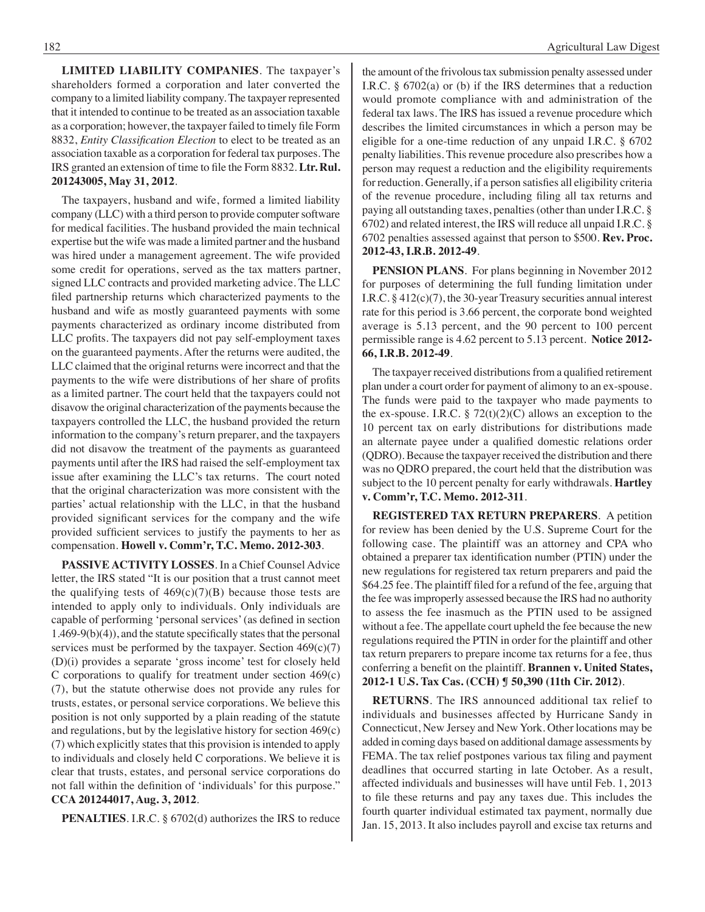**LIMITED LIABILITY COMPANIES**. The taxpayer's shareholders formed a corporation and later converted the company to a limited liability company. The taxpayer represented that it intended to continue to be treated as an association taxable as a corporation; however, the taxpayer failed to timely file Form 8832, *Entity Classification Election* to elect to be treated as an association taxable as a corporation for federal tax purposes. The IRS granted an extension of time to file the Form 8832. **Ltr. Rul. 201243005, May 31, 2012**.

The taxpayers, husband and wife, formed a limited liability company (LLC) with a third person to provide computer software for medical facilities. The husband provided the main technical expertise but the wife was made a limited partner and the husband was hired under a management agreement. The wife provided some credit for operations, served as the tax matters partner, signed LLC contracts and provided marketing advice. The LLC filed partnership returns which characterized payments to the husband and wife as mostly guaranteed payments with some payments characterized as ordinary income distributed from LLC profits. The taxpayers did not pay self-employment taxes on the guaranteed payments. After the returns were audited, the LLC claimed that the original returns were incorrect and that the payments to the wife were distributions of her share of profits as a limited partner. The court held that the taxpayers could not disavow the original characterization of the payments because the taxpayers controlled the LLC, the husband provided the return information to the company's return preparer, and the taxpayers did not disavow the treatment of the payments as guaranteed payments until after the IRS had raised the self-employment tax issue after examining the LLC's tax returns. The court noted that the original characterization was more consistent with the parties' actual relationship with the LLC, in that the husband provided significant services for the company and the wife provided sufficient services to justify the payments to her as compensation. **Howell v. Comm'r, T.C. Memo. 2012-303**.

**PASSIVE ACTIVITY LOSSES**. In a Chief Counsel Advice letter, the IRS stated "It is our position that a trust cannot meet the qualifying tests of 469(c)(7)(B) because those tests are intended to apply only to individuals. Only individuals are capable of performing 'personal services' (as defined in section 1.469-9(b)(4)), and the statute specifically states that the personal services must be performed by the taxpayer. Section 469(c)(7)(D)(i) provides a separate 'gross income' test for closely held C corporations to qualify for treatment under section 469(c)(7), but the statute otherwise does not provide any rules for trusts, estates, or personal service corporations. We believe this position is not only supported by a plain reading of the statute and regulations, but by the legislative history for section 469(c)(7) which explicitly states that this provision is intended to apply to individuals and closely held C corporations. We believe it is clear that trusts, estates, and personal service corporations do not fall within the definition of 'individuals' for this purpose." **CCA 201244017, Aug. 3, 2012**.

**PENALTIES**. I.R.C. § 6702(d) authorizes the IRS to reduce the amount of the frivolous tax submission penalty assessed under I.R.C. § 6702(a) or (b) if the IRS determines that a reduction would promote compliance with and administration of the federal tax laws. The IRS has issued a revenue procedure which describes the limited circumstances in which a person may be eligible for a one-time reduction of any unpaid I.R.C. § 6702 penalty liabilities. This revenue procedure also prescribes how a person may request a reduction and the eligibility requirements for reduction. Generally, if a person satisfies all eligibility criteria of the revenue procedure, including filing all tax returns and paying all outstanding taxes, penalties (other than under I.R.C. § 6702) and related interest, the IRS will reduce all unpaid I.R.C. § 6702 penalties assessed against that person to $500. **Rev. Proc. 2012-43, I.R.B. 2012-49**.

**PENSION PLANS**. For plans beginning in November 2012 for purposes of determining the full funding limitation under I.R.C. § 412(c)(7), the 30-year Treasury securities annual interest rate for this period is 3.66 percent, the corporate bond weighted average is 5.13 percent, and the 90 percent to 100 percent permissible range is 4.62 percent to 5.13 percent. **Notice 2012-66, I.R.B. 2012-49**.

The taxpayer received distributions from a qualified retirement plan under a court order for payment of alimony to an ex-spouse. The funds were paid to the taxpayer who made payments to the ex-spouse. I.R.C. § 72(t)(2)(C) allows an exception to the 10 percent tax on early distributions for distributions made an alternate payee under a qualified domestic relations order (QDRO). Because the taxpayer received the distribution and there was no QDRO prepared, the court held that the distribution was subject to the 10 percent penalty for early withdrawals. **Hartley v. Comm'r, T.C. Memo. 2012-311**.

**REGISTERED TAX RETURN PREPARERS**. A petition for review has been denied by the U.S. Supreme Court for the following case. The plaintiff was an attorney and CPA who obtained a preparer tax identification number (PTIN) under the new regulations for registered tax return preparers and paid the $64.25 fee. The plaintiff filed for a refund of the fee, arguing that the fee was improperly assessed because the IRS had no authority to assess the fee inasmuch as the PTIN used to be assigned without a fee. The appellate court upheld the fee because the new regulations required the PTIN in order for the plaintiff and other tax return preparers to prepare income tax returns for a fee, thus conferring a benefit on the plaintiff. **Brannen v. United States, 2012-1 U.S. Tax Cas. (CCH) ¶ 50,390 (11th Cir. 2012)**.

**RETURNS**. The IRS announced additional tax relief to individuals and businesses affected by Hurricane Sandy in Connecticut, New Jersey and New York. Other locations may be added in coming days based on additional damage assessments by FEMA. The tax relief postpones various tax filing and payment deadlines that occurred starting in late October. As a result, affected individuals and businesses will have until Feb. 1, 2013 to file these returns and pay any taxes due. This includes the fourth quarter individual estimated tax payment, normally due Jan. 15, 2013. It also includes payroll and excise tax returns and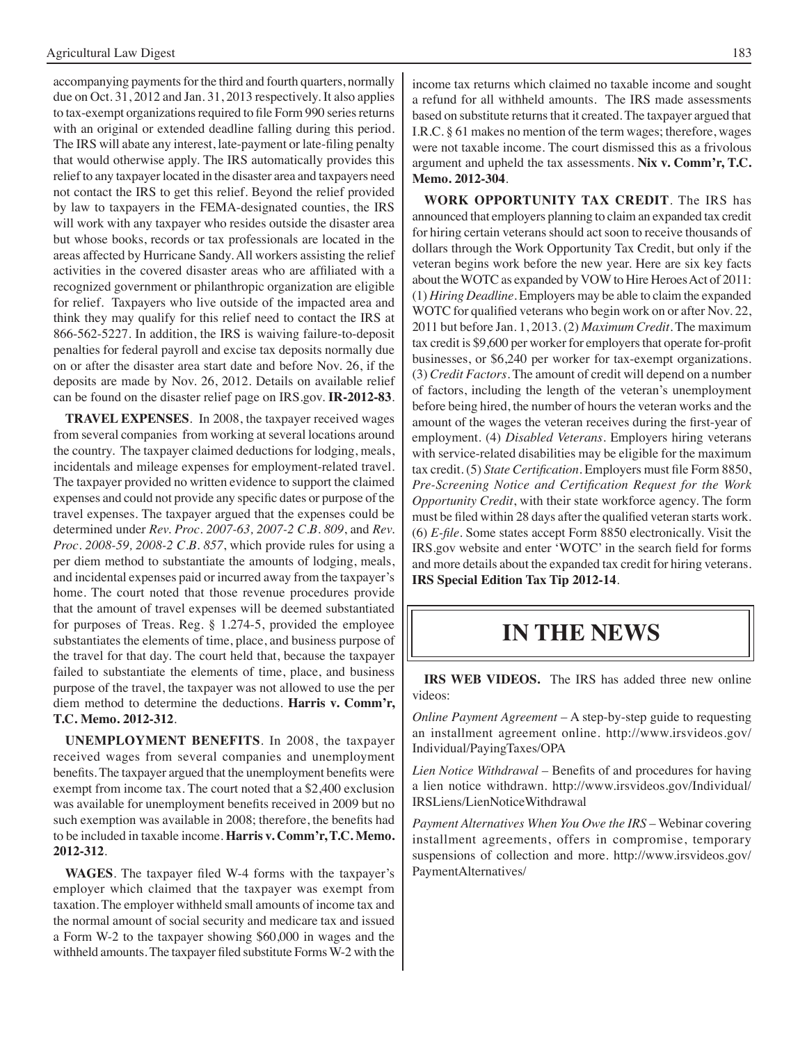accompanying payments for the third and fourth quarters, normally due on Oct. 31, 2012 and Jan. 31, 2013 respectively. It also applies to tax-exempt organizations required to file Form 990 series returns with an original or extended deadline falling during this period. The IRS will abate any interest, late-payment or late-filing penalty that would otherwise apply. The IRS automatically provides this relief to any taxpayer located in the disaster area and taxpayers need not contact the IRS to get this relief. Beyond the relief provided by law to taxpayers in the FEMA-designated counties, the IRS will work with any taxpayer who resides outside the disaster area but whose books, records or tax professionals are located in the areas affected by Hurricane Sandy. All workers assisting the relief activities in the covered disaster areas who are affiliated with a recognized government or philanthropic organization are eligible for relief. Taxpayers who live outside of the impacted area and think they may qualify for this relief need to contact the IRS at 866-562-5227. In addition, the IRS is waiving failure-to-deposit penalties for federal payroll and excise tax deposits normally due on or after the disaster area start date and before Nov. 26, if the deposits are made by Nov. 26, 2012. Details on available relief can be found on the disaster relief page on IRS.gov. **IR-2012-83**.

**TRAVEL EXPENSES**. In 2008, the taxpayer received wages from several companies from working at several locations around the country. The taxpayer claimed deductions for lodging, meals, incidentals and mileage expenses for employment-related travel. The taxpayer provided no written evidence to support the claimed expenses and could not provide any specific dates or purpose of the travel expenses. The taxpayer argued that the expenses could be determined under *Rev. Proc. 2007-63, 2007-2 C.B. 809*, and *Rev. Proc. 2008-59, 2008-2 C.B. 857*, which provide rules for using a per diem method to substantiate the amounts of lodging, meals, and incidental expenses paid or incurred away from the taxpayer's home. The court noted that those revenue procedures provide that the amount of travel expenses will be deemed substantiated for purposes of Treas. Reg. § 1.274-5, provided the employee substantiates the elements of time, place, and business purpose of the travel for that day. The court held that, because the taxpayer failed to substantiate the elements of time, place, and business purpose of the travel, the taxpayer was not allowed to use the per diem method to determine the deductions. **Harris v. Comm'r, T.C. Memo. 2012-312**.

**UNEMPLOYMENT BENEFITS**. In 2008, the taxpayer received wages from several companies and unemployment benefits. The taxpayer argued that the unemployment benefits were exempt from income tax. The court noted that a $2,400 exclusion was available for unemployment benefits received in 2009 but no such exemption was available in 2008; therefore, the benefits had to be included in taxable income. **Harris v. Comm'r, T.C. Memo. 2012-312**.

**WAGES**. The taxpayer filed W-4 forms with the taxpayer's employer which claimed that the taxpayer was exempt from taxation. The employer withheld small amounts of income tax and the normal amount of social security and medicare tax and issued a Form W-2 to the taxpayer showing $60,000 in wages and the withheld amounts. The taxpayer filed substitute Forms W-2 with the income tax returns which claimed no taxable income and sought a refund for all withheld amounts. The IRS made assessments based on substitute returns that it created. The taxpayer argued that I.R.C. § 61 makes no mention of the term wages; therefore, wages were not taxable income. The court dismissed this as a frivolous argument and upheld the tax assessments. **Nix v. Comm'r, T.C. Memo. 2012-304**.

**WORK OPPORTUNITY TAX CREDIT**. The IRS has announced that employers planning to claim an expanded tax credit for hiring certain veterans should act soon to receive thousands of dollars through the Work Opportunity Tax Credit, but only if the veteran begins work before the new year. Here are six key facts about the WOTC as expanded by VOW to Hire Heroes Act of 2011: (1) *Hiring Deadline*. Employers may be able to claim the expanded WOTC for qualified veterans who begin work on or after Nov. 22, 2011 but before Jan. 1, 2013. (2) *Maximum Credit*. The maximum tax credit is $9,600 per worker for employers that operate for-profit businesses, or $6,240 per worker for tax-exempt organizations. (3) *Credit Factors*. The amount of credit will depend on a number of factors, including the length of the veteran's unemployment before being hired, the number of hours the veteran works and the amount of the wages the veteran receives during the first-year of employment. (4) *Disabled Veterans*. Employers hiring veterans with service-related disabilities may be eligible for the maximum tax credit. (5) *State Certification*. Employers must file Form 8850, *Pre-Screening Notice and Certification Request for the Work Opportunity Credit*, with their state workforce agency. The form must be filed within 28 days after the qualified veteran starts work. (6) *E-file*. Some states accept Form 8850 electronically. Visit the IRS.gov website and enter 'WOTC' in the search field for forms and more details about the expanded tax credit for hiring veterans. **IRS Special Edition Tax Tip 2012-14**.

# IN THE NEWS

**IRS WEB VIDEOS.** The IRS has added three new online videos:

*Online Payment Agreement* – A step-by-step guide to requesting an installment agreement online. http://www.irsvideos.gov/Individual/PayingTaxes/OPA

*Lien Notice Withdrawal* – Benefits of and procedures for having a lien notice withdrawn. http://www.irsvideos.gov/Individual/IRSLiens/LienNoticeWithdrawal

*Payment Alternatives When You Owe the IRS* – Webinar covering installment agreements, offers in compromise, temporary suspensions of collection and more. http://www.irsvideos.gov/PaymentAlternatives/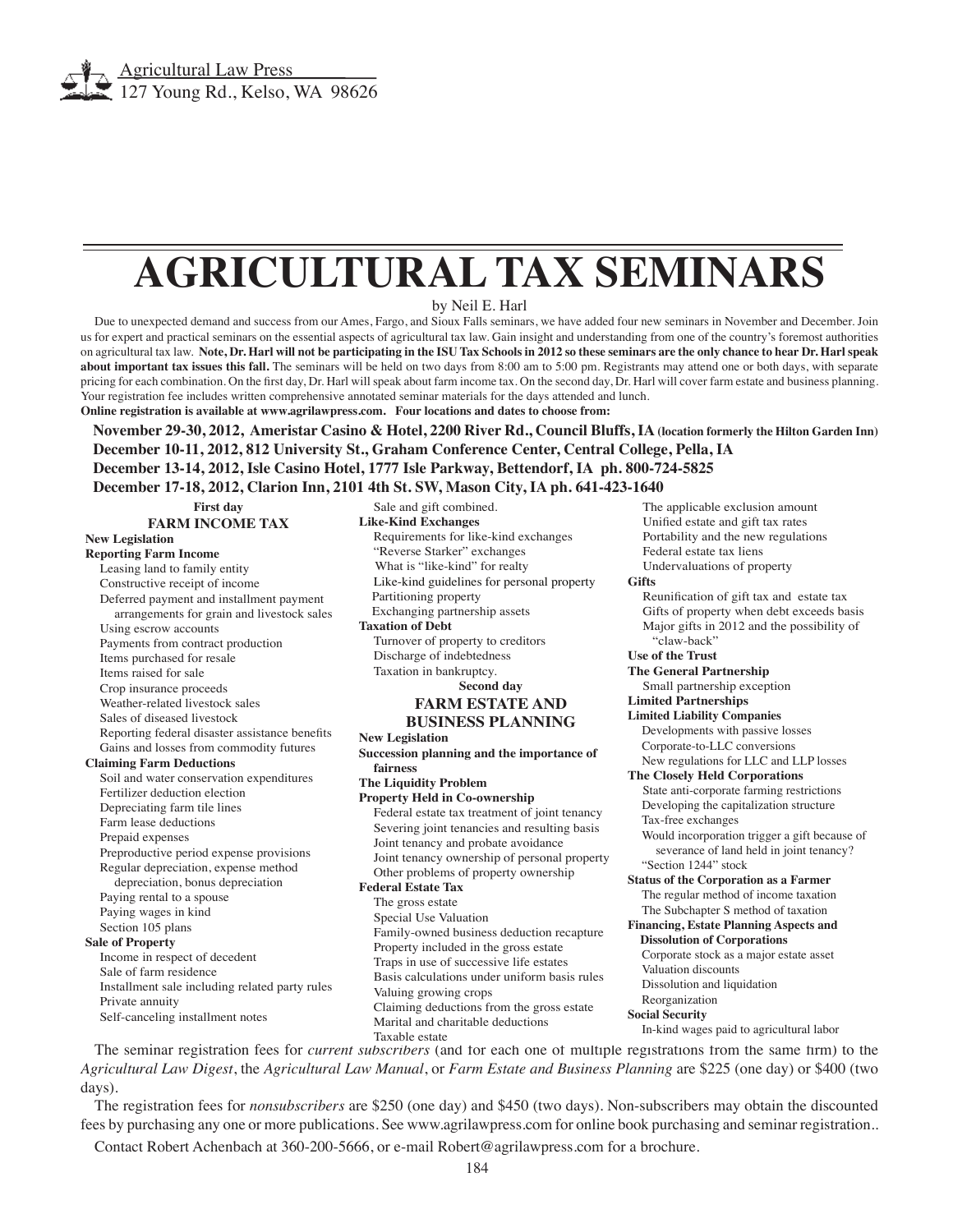Agricultural Law Press
127 Young Rd., Kelso, WA 98626

# AGRICULTURAL TAX SEMINARS

by Neil E. Harl

Due to unexpected demand and success from our Ames, Fargo, and Sioux Falls seminars, we have added four new seminars in November and December. Join us for expert and practical seminars on the essential aspects of agricultural tax law. Gain insight and understanding from one of the country's foremost authorities on agricultural tax law. **Note, Dr. Harl will not be participating in the ISU Tax Schools in 2012 so these seminars are the only chance to hear Dr. Harl speak about important tax issues this fall.** The seminars will be held on two days from 8:00 am to 5:00 pm. Registrants may attend one or both days, with separate pricing for each combination. On the first day, Dr. Harl will speak about farm income tax. On the second day, Dr. Harl will cover farm estate and business planning. Your registration fee includes written comprehensive annotated seminar materials for the days attended and lunch.

**Online registration is available at www.agrilawpress.com. Four locations and dates to choose from:**

**November 29-30, 2012, Ameristar Casino & Hotel, 2200 River Rd., Council Bluffs, IA (location formerly the Hilton Garden Inn)**
**December 10-11, 2012, 812 University St., Graham Conference Center, Central College, Pella, IA**
**December 13-14, 2012, Isle Casino Hotel, 1777 Isle Parkway, Bettendorf, IA ph. 800-724-5825**
**December 17-18, 2012, Clarion Inn, 2101 4th St. SW, Mason City, IA ph. 641-423-1640**

**First day**

## FARM INCOME TAX

**New Legislation**

**Reporting Farm Income**
- Leasing land to family entity
- Constructive receipt of income
- Deferred payment and installment payment arrangements for grain and livestock sales
- Using escrow accounts
- Payments from contract production
- Items purchased for resale
- Items raised for sale
- Crop insurance proceeds
- Weather-related livestock sales
- Sales of diseased livestock
- Reporting federal disaster assistance benefits
- Gains and losses from commodity futures

**Claiming Farm Deductions**
- Soil and water conservation expenditures
- Fertilizer deduction election
- Depreciating farm tile lines
- Farm lease deductions
- Prepaid expenses
- Preproductive period expense provisions
- Regular depreciation, expense method depreciation, bonus depreciation
- Paying rental to a spouse
- Paying wages in kind
- Section 105 plans

**Sale of Property**
- Income in respect of decedent
- Sale of farm residence
- Installment sale including related party rules
- Private annuity
- Self-canceling installment notes
- Sale and gift combined.

**Like-Kind Exchanges**
- Requirements for like-kind exchanges
- "Reverse Starker" exchanges
- What is "like-kind" for realty
- Like-kind guidelines for personal property
- Partitioning property
- Exchanging partnership assets

**Taxation of Debt**
- Turnover of property to creditors
- Discharge of indebtedness
- Taxation in bankruptcy.

**Second day**

## FARM ESTATE AND BUSINESS PLANNING

**New Legislation**

**Succession planning and the importance of fairness**

**The Liquidity Problem**

**Property Held in Co-ownership**
- Federal estate tax treatment of joint tenancy
- Severing joint tenancies and resulting basis
- Joint tenancy and probate avoidance
- Joint tenancy ownership of personal property
- Other problems of property ownership

**Federal Estate Tax**
- The gross estate
- Special Use Valuation
- Family-owned business deduction recapture
- Property included in the gross estate
- Traps in use of successive life estates
- Basis calculations under uniform basis rules
- Valuing growing crops
- Claiming deductions from the gross estate
- Marital and charitable deductions
- Taxable estate
- The applicable exclusion amount
- Unified estate and gift tax rates
- Portability and the new regulations
- Federal estate tax liens
- Undervaluations of property

**Gifts**
- Reunification of gift tax and estate tax
- Gifts of property when debt exceeds basis
- Major gifts in 2012 and the possibility of "claw-back"

**Use of the Trust**

**The General Partnership**
- Small partnership exception

**Limited Partnerships**

**Limited Liability Companies**
- Developments with passive losses
- Corporate-to-LLC conversions
- New regulations for LLC and LLP losses

**The Closely Held Corporations**
- State anti-corporate farming restrictions
- Developing the capitalization structure
- Tax-free exchanges
- Would incorporation trigger a gift because of severance of land held in joint tenancy?
- "Section 1244" stock

**Status of the Corporation as a Farmer**
- The regular method of income taxation
- The Subchapter S method of taxation

**Financing, Estate Planning Aspects and Dissolution of Corporations**
- Corporate stock as a major estate asset
- Valuation discounts
- Dissolution and liquidation
- Reorganization

**Social Security**
- In-kind wages paid to agricultural labor

The seminar registration fees for *current subscribers* (and for each one of multiple registrations from the same firm) to the *Agricultural Law Digest*, the *Agricultural Law Manual*, or *Farm Estate and Business Planning* are $225 (one day) or $400 (two days).

The registration fees for *nonsubscribers* are $250 (one day) and $450 (two days). Non-subscribers may obtain the discounted fees by purchasing any one or more publications. See www.agrilawpress.com for online book purchasing and seminar registration..

Contact Robert Achenbach at 360-200-5666, or e-mail Robert@agrilawpress.com for a brochure.